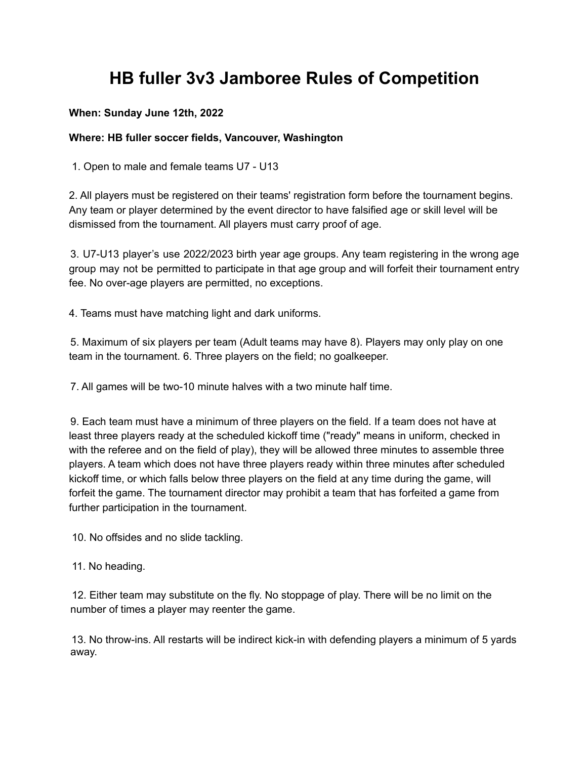# HB fuller 3v3 Jamboree Rules of Competition

**When: Sunday June 12th, 2022**

**Where: HB fuller soccer fields, Vancouver, Washington**

1. Open to male and female teams U7 - U13

2. All players must be registered on their teams' registration form before the tournament begins. Any team or player determined by the event director to have falsified age or skill level will be dismissed from the tournament. All players must carry proof of age.

3. U7-U13 player's use 2022/2023 birth year age groups. Any team registering in the wrong age group may not be permitted to participate in that age group and will forfeit their tournament entry fee. No over-age players are permitted, no exceptions.

4. Teams must have matching light and dark uniforms.

5. Maximum of six players per team (Adult teams may have 8). Players may only play on one team in the tournament. 6. Three players on the field; no goalkeeper.

7. All games will be two-10 minute halves with a two minute half time.

9. Each team must have a minimum of three players on the field. If a team does not have at least three players ready at the scheduled kickoff time ("ready" means in uniform, checked in with the referee and on the field of play), they will be allowed three minutes to assemble three players. A team which does not have three players ready within three minutes after scheduled kickoff time, or which falls below three players on the field at any time during the game, will forfeit the game. The tournament director may prohibit a team that has forfeited a game from further participation in the tournament.

10. No offsides and no slide tackling.

11. No heading.

12. Either team may substitute on the fly. No stoppage of play. There will be no limit on the number of times a player may reenter the game.

13. No throw-ins. All restarts will be indirect kick-in with defending players a minimum of 5 yards away.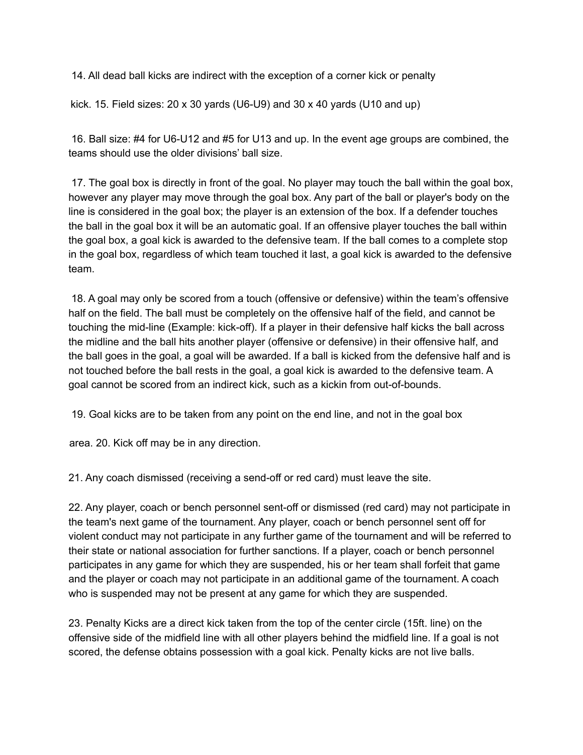14. All dead ball kicks are indirect with the exception of a corner kick or penalty kick.

15. Field sizes: 20 x 30 yards (U6-U9) and 30 x 40 yards (U10 and up)

16. Ball size: #4 for U6-U12 and #5 for U13 and up. In the event age groups are combined, the teams should use the older divisions' ball size.

17. The goal box is directly in front of the goal. No player may touch the ball within the goal box, however any player may move through the goal box. Any part of the ball or player's body on the line is considered in the goal box; the player is an extension of the box. If a defender touches the ball in the goal box it will be an automatic goal. If an offensive player touches the ball within the goal box, a goal kick is awarded to the defensive team. If the ball comes to a complete stop in the goal box, regardless of which team touched it last, a goal kick is awarded to the defensive team.

18. A goal may only be scored from a touch (offensive or defensive) within the team's offensive half on the field. The ball must be completely on the offensive half of the field, and cannot be touching the mid-line (Example: kick-off). If a player in their defensive half kicks the ball across the midline and the ball hits another player (offensive or defensive) in their offensive half, and the ball goes in the goal, a goal will be awarded. If a ball is kicked from the defensive half and is not touched before the ball rests in the goal, a goal kick is awarded to the defensive team. A goal cannot be scored from an indirect kick, such as a kickin from out-of-bounds.

19. Goal kicks are to be taken from any point on the end line, and not in the goal box area.

20. Kick off may be in any direction.

21. Any coach dismissed (receiving a send-off or red card) must leave the site.

22. Any player, coach or bench personnel sent-off or dismissed (red card) may not participate in the team's next game of the tournament. Any player, coach or bench personnel sent off for violent conduct may not participate in any further game of the tournament and will be referred to their state or national association for further sanctions. If a player, coach or bench personnel participates in any game for which they are suspended, his or her team shall forfeit that game and the player or coach may not participate in an additional game of the tournament. A coach who is suspended may not be present at any game for which they are suspended.

23. Penalty Kicks are a direct kick taken from the top of the center circle (15ft. line) on the offensive side of the midfield line with all other players behind the midfield line. If a goal is not scored, the defense obtains possession with a goal kick. Penalty kicks are not live balls.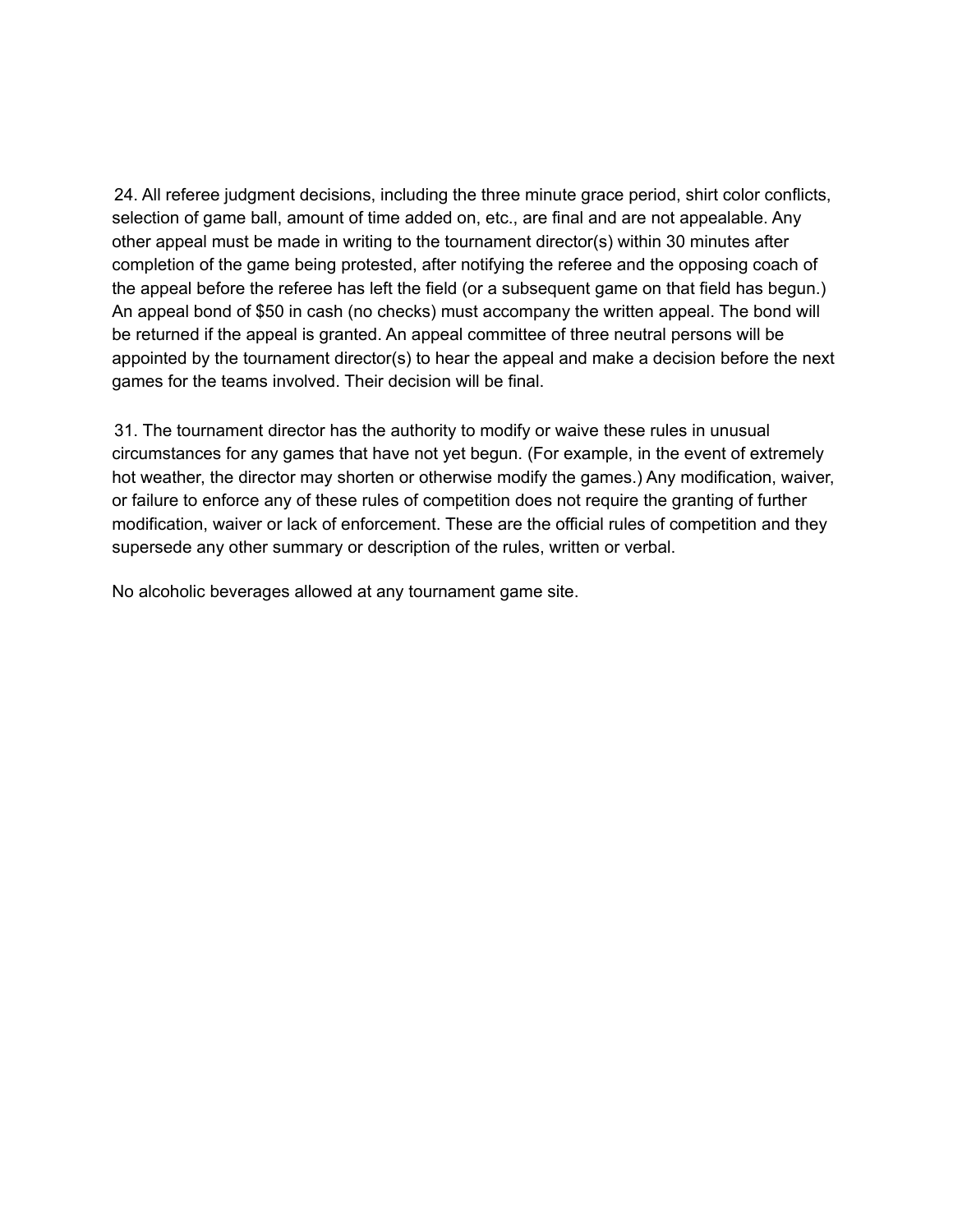24. All referee judgment decisions, including the three minute grace period, shirt color conflicts, selection of game ball, amount of time added on, etc., are final and are not appealable. Any other appeal must be made in writing to the tournament director(s) within 30 minutes after completion of the game being protested, after notifying the referee and the opposing coach of the appeal before the referee has left the field (or a subsequent game on that field has begun.) An appeal bond of $50 in cash (no checks) must accompany the written appeal. The bond will be returned if the appeal is granted. An appeal committee of three neutral persons will be appointed by the tournament director(s) to hear the appeal and make a decision before the next games for the teams involved. Their decision will be final.

31. The tournament director has the authority to modify or waive these rules in unusual circumstances for any games that have not yet begun. (For example, in the event of extremely hot weather, the director may shorten or otherwise modify the games.) Any modification, waiver, or failure to enforce any of these rules of competition does not require the granting of further modification, waiver or lack of enforcement. These are the official rules of competition and they supersede any other summary or description of the rules, written or verbal.

No alcoholic beverages allowed at any tournament game site.